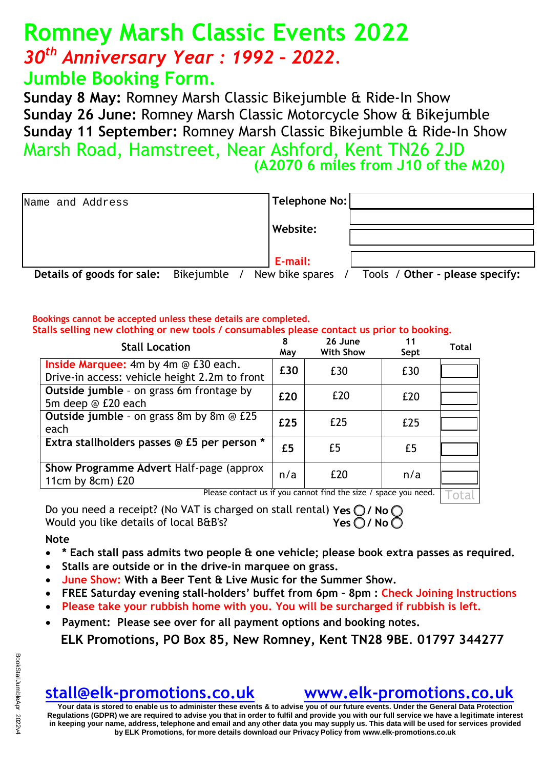# Romney Marsh Classic Events 2022

## *30th Anniversary Year : 1992 – 2022.*

## Jumble Booking Form.

**Sunday 8 May:** Romney Marsh Classic Bikejumble & Ride-In Show
**Sunday 26 June:** Romney Marsh Classic Motorcycle Show & Bikejumble
**Sunday 11 September:** Romney Marsh Classic Bikejumble & Ride-In Show

Marsh Road, Hamstreet, Near Ashford, Kent TN26 2JD
**(A2070 6 miles from J10 of the M20)**

| Name and Address | Telephone No: | |
|---|---|---|
| | | |
| | Website: | |
| | E-mail: | |

**Details of goods for sale:** Bikejumble / New bike spares / Tools / **Other - please specify:**

**Bookings cannot be accepted unless these details are completed.**
**Stalls selling new clothing or new tools / consumables please contact us prior to booking.**

| Stall Location | 8 May | 26 June With Show | 11 Sept | Total |
|---|---|---|---|---|
| **Inside Marquee:** 4m by 4m @ £30 each. Drive-in access: vehicle height 2.2m to front | **£30** | £30 | £30 | |
| **Outside jumble** - on grass 6m frontage by 5m deep @ £20 each | **£20** | £20 | £20 | |
| **Outside jumble** - on grass 8m by 8m @ £25 each | **£25** | £25 | £25 | |
| **Extra stallholders passes @ £5 per person *** | **£5** | £5 | £5 | |
| **Show Programme Advert** Half-page (approx 11cm by 8cm) £20 | n/a | £20 | n/a | |
| Please contact us if you cannot find the size / space you need. | | | | Total |

Do you need a receipt? (No VAT is charged on stall rental) **Yes ◯ / No ◯**
Would you like details of local B&B's? **Yes ◯ / No ◯**

**Note**

- **\* Each stall pass admits two people & one vehicle; please book extra passes as required.**
- **Stalls are outside or in the drive-in marquee on grass.**
- **June Show: With a Beer Tent & Live Music for the Summer Show.**
- **FREE Saturday evening stall-holders' buffet from 6pm – 8pm : Check Joining Instructions**
- **Please take your rubbish home with you. You will be surcharged if rubbish is left.**
- **Payment: Please see over for all payment options and booking notes.**

**ELK Promotions, PO Box 85, New Romney, Kent TN28 9BE. 01797 344277**

**stall@elk-promotions.co.uk** **www.elk-promotions.co.uk**

**Your data is stored to enable us to administer these events & to advise you of our future events. Under the General Data Protection Regulations (GDPR) we are required to advise you that in order to fulfil and provide you with our full service we have a legitimate interest in keeping your name, address, telephone and email and any other data you may supply us. This data will be used for services provided by ELK Promotions, for more details download our Privacy Policy from www.elk-promotions.co.uk**

BookStallJumbleApr 2022v4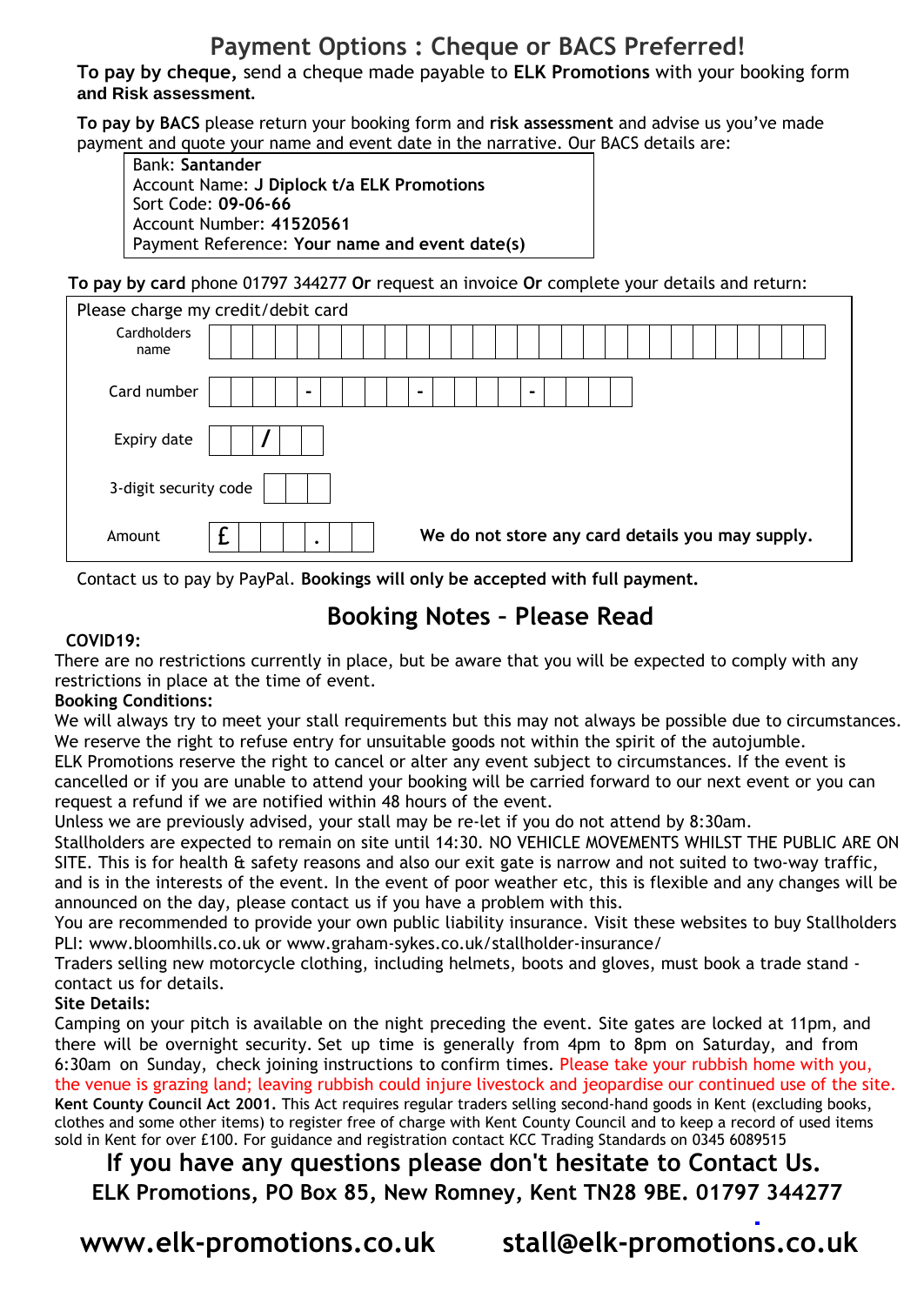# Payment Options : Cheque or BACS Preferred!

**To pay by cheque,** send a cheque made payable to **ELK Promotions** with your booking form **and Risk assessment.**

**To pay by BACS** please return your booking form and **risk assessment** and advise us you've made payment and quote your name and event date in the narrative. Our BACS details are:

| |
|---|
| Bank: **Santander** |
| Account Name: **J Diplock t/a ELK Promotions** |
| Sort Code: **09-06-66** |
| Account Number: **41520561** |
| Payment Reference: **Your name and event date(s)** |

**To pay by card** phone 01797 344277 **Or** request an invoice **Or** complete your details and return:

Please charge my credit/debit card

| | |
|---|---|
| Cardholders name | |
| Card number | - - - |
| Expiry date | / |
| 3-digit security code | |
| Amount | £ . |

**We do not store any card details you may supply.**

Contact us to pay by PayPal. **Bookings will only be accepted with full payment.**

## Booking Notes – Please Read

**COVID19:**

There are no restrictions currently in place, but be aware that you will be expected to comply with any restrictions in place at the time of event.

**Booking Conditions:**

We will always try to meet your stall requirements but this may not always be possible due to circumstances. We reserve the right to refuse entry for unsuitable goods not within the spirit of the autojumble.

ELK Promotions reserve the right to cancel or alter any event subject to circumstances. If the event is cancelled or if you are unable to attend your booking will be carried forward to our next event or you can request a refund if we are notified within 48 hours of the event.

Unless we are previously advised, your stall may be re-let if you do not attend by 8:30am.

Stallholders are expected to remain on site until 14:30. NO VEHICLE MOVEMENTS WHILST THE PUBLIC ARE ON SITE. This is for health & safety reasons and also our exit gate is narrow and not suited to two-way traffic, and is in the interests of the event. In the event of poor weather etc, this is flexible and any changes will be announced on the day, please contact us if you have a problem with this.

You are recommended to provide your own public liability insurance. Visit these websites to buy Stallholders PLI: www.bloomhills.co.uk or www.graham-sykes.co.uk/stallholder-insurance/

Traders selling new motorcycle clothing, including helmets, boots and gloves, must book a trade stand - contact us for details.

**Site Details:**

Camping on your pitch is available on the night preceding the event. Site gates are locked at 11pm, and there will be overnight security. Set up time is generally from 4pm to 8pm on Saturday, and from 6:30am on Sunday, check joining instructions to confirm times. Please take your rubbish home with you, the venue is grazing land; leaving rubbish could injure livestock and jeopardise our continued use of the site.

**Kent County Council Act 2001.** This Act requires regular traders selling second-hand goods in Kent (excluding books, clothes and some other items) to register free of charge with Kent County Council and to keep a record of used items sold in Kent for over £100. For guidance and registration contact KCC Trading Standards on 0345 6089515

## If you have any questions please don't hesitate to Contact Us.

**ELK Promotions, PO Box 85, New Romney, Kent TN28 9BE. 01797 344277**

**www.elk-promotions.co.uk** **stall@elk-promotions.co.uk**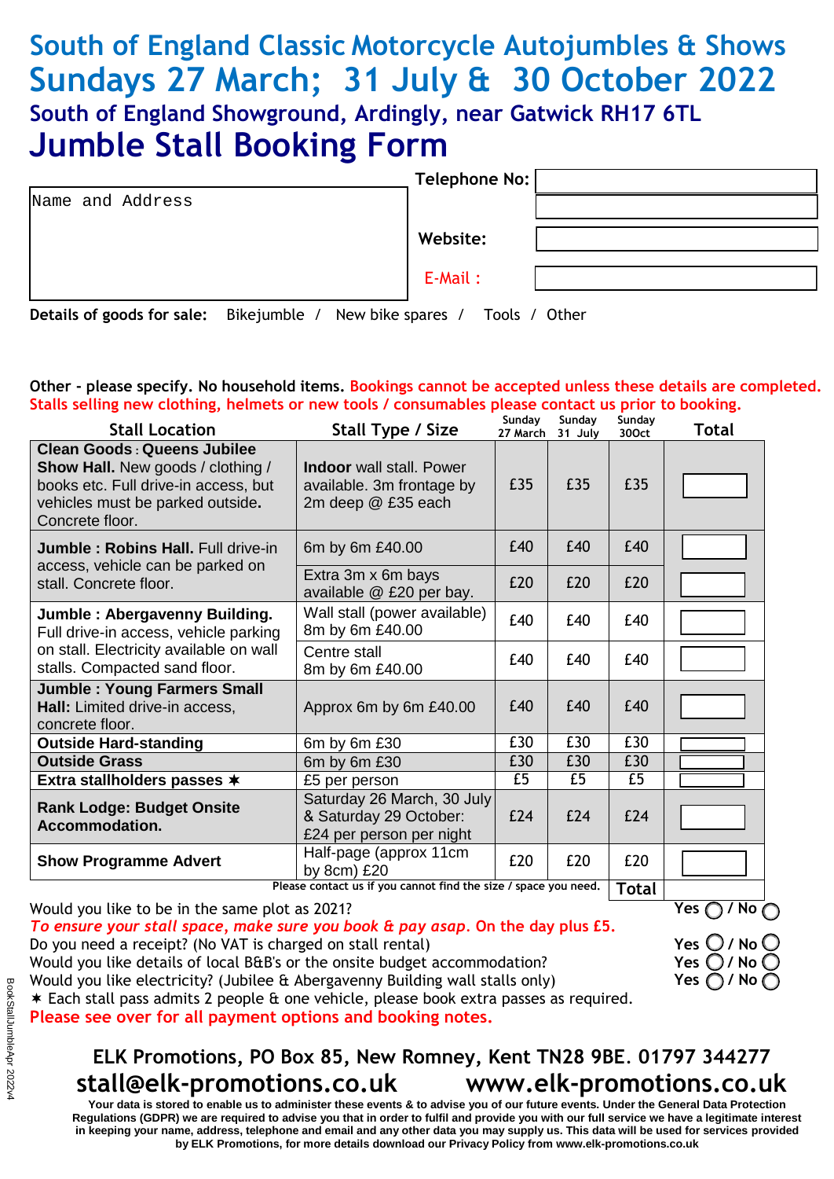# South of England Classic Motorcycle Autojumbles & Shows

## Sundays 27 March; 31 July & 30 October 2022

### South of England Showground, Ardingly, near Gatwick RH17 6TL

# Jumble Stall Booking Form

| Name and Address | Telephone No: | |
|---|---|---|
| | | |
| | Website: | |
| | E-Mail : | |

**Details of goods for sale:** Bikejumble / New bike spares / Tools / Other

**Other - please specify. No household items.** Bookings cannot be accepted unless these details are completed. Stalls selling new clothing, helmets or new tools / consumables please contact us prior to booking.

| Stall Location | Stall Type / Size | Sunday 27 March | Sunday 31 July | Sunday 30Oct | Total |
|---|---|---|---|---|---|
| **Clean Goods : Queens Jubilee Show Hall.** New goods / clothing / books etc. Full drive-in access, but vehicles must be parked outside. Concrete floor. | **Indoor** wall stall. Power available. 3m frontage by 2m deep @ £35 each | £35 | £35 | £35 | |
| **Jumble : Robins Hall.** Full drive-in access, vehicle can be parked on stall. Concrete floor. | 6m by 6m £40.00 | £40 | £40 | £40 | |
| | Extra 3m x 6m bays available @ £20 per bay. | £20 | £20 | £20 | |
| **Jumble : Abergavenny Building.** Full drive-in access, vehicle parking on stall. Electricity available on wall stalls. Compacted sand floor. | Wall stall (power available) 8m by 6m £40.00 | £40 | £40 | £40 | |
| | Centre stall 8m by 6m £40.00 | £40 | £40 | £40 | |
| **Jumble : Young Farmers Small Hall:** Limited drive-in access, concrete floor. | Approx 6m by 6m £40.00 | £40 | £40 | £40 | |
| **Outside Hard-standing** | 6m by 6m £30 | £30 | £30 | £30 | |
| **Outside Grass** | 6m by 6m £30 | £30 | £30 | £30 | |
| **Extra stallholders passes ✶** | £5 per person | £5 | £5 | £5 | |
| **Rank Lodge: Budget Onsite Accommodation.** | Saturday 26 March, 30 July & Saturday 29 October: £24 per person per night | £24 | £24 | £24 | |
| **Show Programme Advert** | Half-page (approx 11cm by 8cm) £20 | £20 | £20 | £20 | |
| Please contact us if you cannot find the size / space you need. | | | | **Total** | |

Would you like to be in the same plot as 2021? Yes ◯ / No ◯

*To ensure your stall space, make sure you book & pay asap.* On the day plus £5.

Do you need a receipt? (No VAT is charged on stall rental) Yes ◯ / No ◯

Would you like details of local B&B's or the onsite budget accommodation? Yes ◯ / No ◯

Would you like electricity? (Jubilee & Abergavenny Building wall stalls only) Yes ◯ / No ◯

✶ Each stall pass admits 2 people & one vehicle, please book extra passes as required.

**Please see over for all payment options and booking notes.**

**ELK Promotions, PO Box 85, New Romney, Kent TN28 9BE. 01797 344277**

**stall@elk-promotions.co.uk www.elk-promotions.co.uk**

Your data is stored to enable us to administer these events & to advise you of our future events. Under the General Data Protection Regulations (GDPR) we are required to advise you that in order to fulfil and provide you with our full service we have a legitimate interest in keeping your name, address, telephone and email and any other data you may supply us. This data will be used for services provided by ELK Promotions, for more details download our Privacy Policy from www.elk-promotions.co.uk

BookStallJumbleApr 2022v4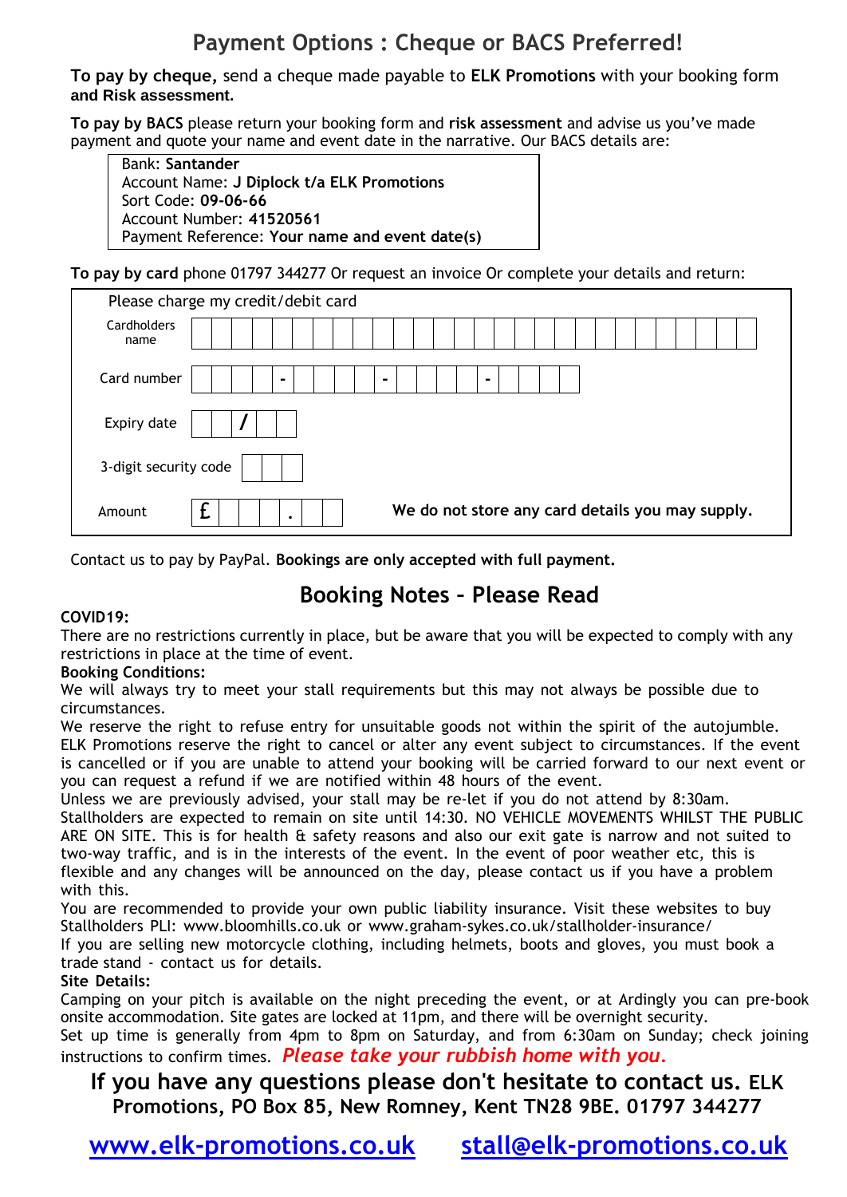# Payment Options : Cheque or BACS Preferred!

**To pay by cheque,** send a cheque made payable to **ELK Promotions** with your booking form **and Risk assessment.**

**To pay by BACS** please return your booking form and **risk assessment** and advise us you've made payment and quote your name and event date in the narrative. Our BACS details are:

| |
|---|
| Bank: **Santander** |
| Account Name: **J Diplock t/a ELK Promotions** |
| Sort Code: **09-06-66** |
| Account Number: **41520561** |
| Payment Reference: **Your name and event date(s)** |

**To pay by card** phone 01797 344277 Or request an invoice Or complete your details and return:

Please charge my credit/debit card

| | |
|---|---|
| Cardholders name | |
| Card number | - - - |
| Expiry date | / |
| 3-digit security code | |
| Amount | £ . |

**We do not store any card details you may supply.**

Contact us to pay by PayPal. **Bookings are only accepted with full payment.**

## Booking Notes – Please Read

**COVID19:**
There are no restrictions currently in place, but be aware that you will be expected to comply with any restrictions in place at the time of event.

**Booking Conditions:**
We will always try to meet your stall requirements but this may not always be possible due to circumstances.
We reserve the right to refuse entry for unsuitable goods not within the spirit of the autojumble.
ELK Promotions reserve the right to cancel or alter any event subject to circumstances. If the event is cancelled or if you are unable to attend your booking will be carried forward to our next event or you can request a refund if we are notified within 48 hours of the event.
Unless we are previously advised, your stall may be re-let if you do not attend by 8:30am.
Stallholders are expected to remain on site until 14:30. NO VEHICLE MOVEMENTS WHILST THE PUBLIC ARE ON SITE. This is for health & safety reasons and also our exit gate is narrow and not suited to two-way traffic, and is in the interests of the event. In the event of poor weather etc, this is flexible and any changes will be announced on the day, please contact us if you have a problem with this.
You are recommended to provide your own public liability insurance. Visit these websites to buy Stallholders PLI: www.bloomhills.co.uk or www.graham-sykes.co.uk/stallholder-insurance/
If you are selling new motorcycle clothing, including helmets, boots and gloves, you must book a trade stand - contact us for details.

**Site Details:**
Camping on your pitch is available on the night preceding the event, or at Ardingly you can pre-book onsite accommodation. Site gates are locked at 11pm, and there will be overnight security.
Set up time is generally from 4pm to 8pm on Saturday, and from 6:30am on Sunday; check joining instructions to confirm times. ***Please take your rubbish home with you.***

**If you have any questions please don't hesitate to contact us. ELK Promotions, PO Box 85, New Romney, Kent TN28 9BE. 01797 344277**

**www.elk-promotions.co.uk** **stall@elk-promotions.co.uk**